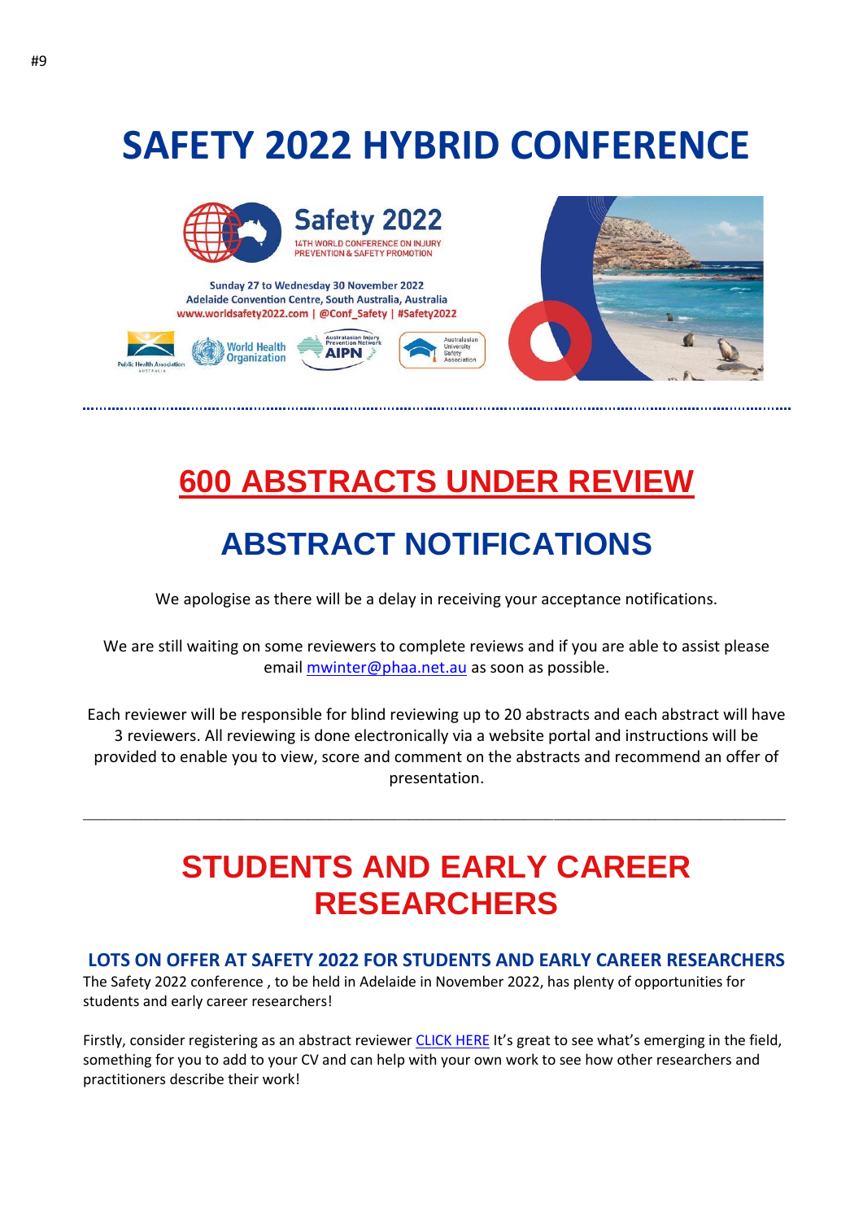# SAFETY 2022 HYBRID CONFERENCE

Safety 2022
14TH WORLD CONFERENCE ON INJURY PREVENTION & SAFETY PROMOTION

Sunday 27 to Wednesday 30 November 2022
Adelaide Convention Centre, South Australia, Australia
www.worldsafety2022.com | @Conf_Safety | #Safety2022

## 600 ABSTRACTS UNDER REVIEW

## ABSTRACT NOTIFICATIONS

We apologise as there will be a delay in receiving your acceptance notifications.

We are still waiting on some reviewers to complete reviews and if you are able to assist please email mwinter@phaa.net.au as soon as possible.

Each reviewer will be responsible for blind reviewing up to 20 abstracts and each abstract will have 3 reviewers. All reviewing is done electronically via a website portal and instructions will be provided to enable you to view, score and comment on the abstracts and recommend an offer of presentation.

---

## STUDENTS AND EARLY CAREER RESEARCHERS

### LOTS ON OFFER AT SAFETY 2022 FOR STUDENTS AND EARLY CAREER RESEARCHERS

The Safety 2022 conference , to be held in Adelaide in November 2022, has plenty of opportunities for students and early career researchers!

Firstly, consider registering as an abstract reviewer CLICK HERE It's great to see what's emerging in the field, something for you to add to your CV and can help with your own work to see how other researchers and practitioners describe their work!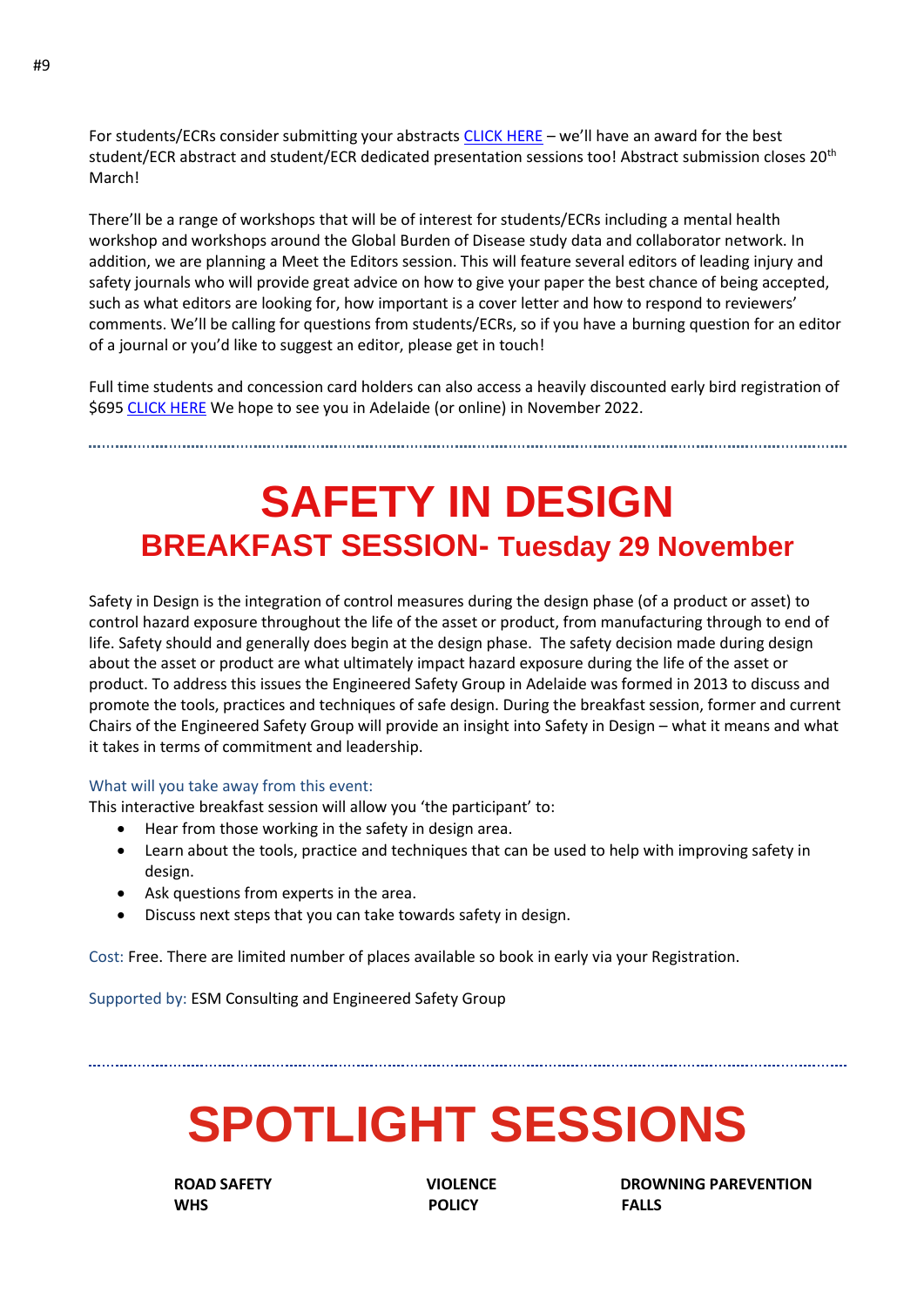For students/ECRs consider submitting your abstracts CLICK HERE – we'll have an award for the best student/ECR abstract and student/ECR dedicated presentation sessions too! Abstract submission closes 20th March!

There'll be a range of workshops that will be of interest for students/ECRs including a mental health workshop and workshops around the Global Burden of Disease study data and collaborator network. In addition, we are planning a Meet the Editors session. This will feature several editors of leading injury and safety journals who will provide great advice on how to give your paper the best chance of being accepted, such as what editors are looking for, how important is a cover letter and how to respond to reviewers' comments. We'll be calling for questions from students/ECRs, so if you have a burning question for an editor of a journal or you'd like to suggest an editor, please get in touch!

Full time students and concession card holders can also access a heavily discounted early bird registration of $695 CLICK HERE We hope to see you in Adelaide (or online) in November 2022.

---

# SAFETY IN DESIGN

## BREAKFAST SESSION- Tuesday 29 November

Safety in Design is the integration of control measures during the design phase (of a product or asset) to control hazard exposure throughout the life of the asset or product, from manufacturing through to end of life. Safety should and generally does begin at the design phase. The safety decision made during design about the asset or product are what ultimately impact hazard exposure during the life of the asset or product. To address this issues the Engineered Safety Group in Adelaide was formed in 2013 to discuss and promote the tools, practices and techniques of safe design. During the breakfast session, former and current Chairs of the Engineered Safety Group will provide an insight into Safety in Design – what it means and what it takes in terms of commitment and leadership.

What will you take away from this event:

This interactive breakfast session will allow you 'the participant' to:

- Hear from those working in the safety in design area.
- Learn about the tools, practice and techniques that can be used to help with improving safety in design.
- Ask questions from experts in the area.
- Discuss next steps that you can take towards safety in design.

Cost: Free. There are limited number of places available so book in early via your Registration.

Supported by: ESM Consulting and Engineered Safety Group

---

# SPOTLIGHT SESSIONS

**ROAD SAFETY**
**WHS**
**VIOLENCE**
**POLICY**
**DROWNING PAREVENTION**
**FALLS**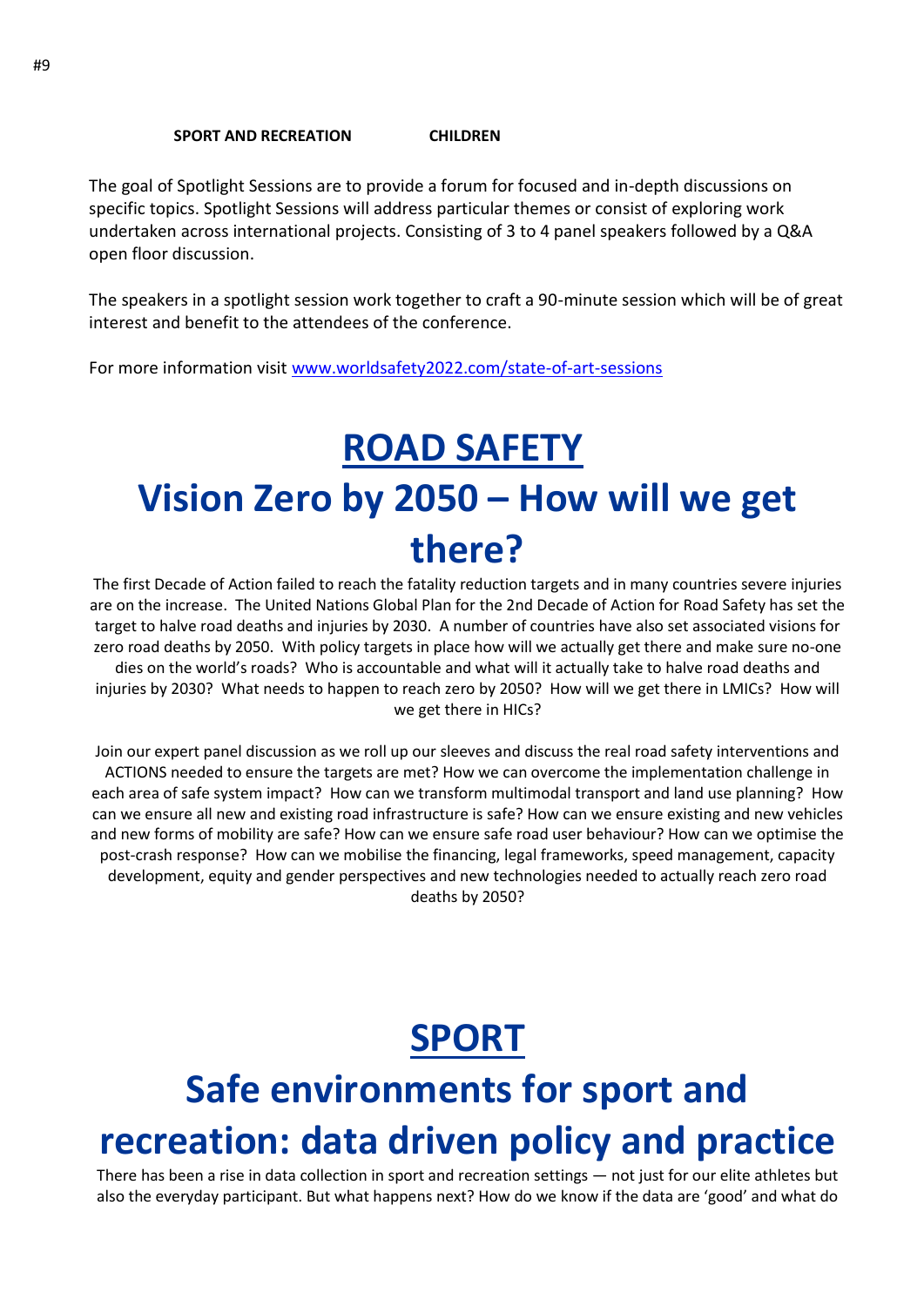#9

**SPORT AND RECREATION** **CHILDREN**

The goal of Spotlight Sessions are to provide a forum for focused and in-depth discussions on specific topics. Spotlight Sessions will address particular themes or consist of exploring work undertaken across international projects. Consisting of 3 to 4 panel speakers followed by a Q&A open floor discussion.

The speakers in a spotlight session work together to craft a 90-minute session which will be of great interest and benefit to the attendees of the conference.

For more information visit [www.worldsafety2022.com/state-of-art-sessions](www.worldsafety2022.com/state-of-art-sessions)

# ROAD SAFETY

# Vision Zero by 2050 – How will we get there?

The first Decade of Action failed to reach the fatality reduction targets and in many countries severe injuries are on the increase. The United Nations Global Plan for the 2nd Decade of Action for Road Safety has set the target to halve road deaths and injuries by 2030. A number of countries have also set associated visions for zero road deaths by 2050. With policy targets in place how will we actually get there and make sure no-one dies on the world's roads? Who is accountable and what will it actually take to halve road deaths and injuries by 2030? What needs to happen to reach zero by 2050? How will we get there in LMICs? How will we get there in HICs?

Join our expert panel discussion as we roll up our sleeves and discuss the real road safety interventions and ACTIONS needed to ensure the targets are met? How we can overcome the implementation challenge in each area of safe system impact? How can we transform multimodal transport and land use planning? How can we ensure all new and existing road infrastructure is safe? How can we ensure existing and new vehicles and new forms of mobility are safe? How can we ensure safe road user behaviour? How can we optimise the post-crash response? How can we mobilise the financing, legal frameworks, speed management, capacity development, equity and gender perspectives and new technologies needed to actually reach zero road deaths by 2050?

# SPORT

# Safe environments for sport and recreation: data driven policy and practice

There has been a rise in data collection in sport and recreation settings — not just for our elite athletes but also the everyday participant. But what happens next? How do we know if the data are 'good' and what do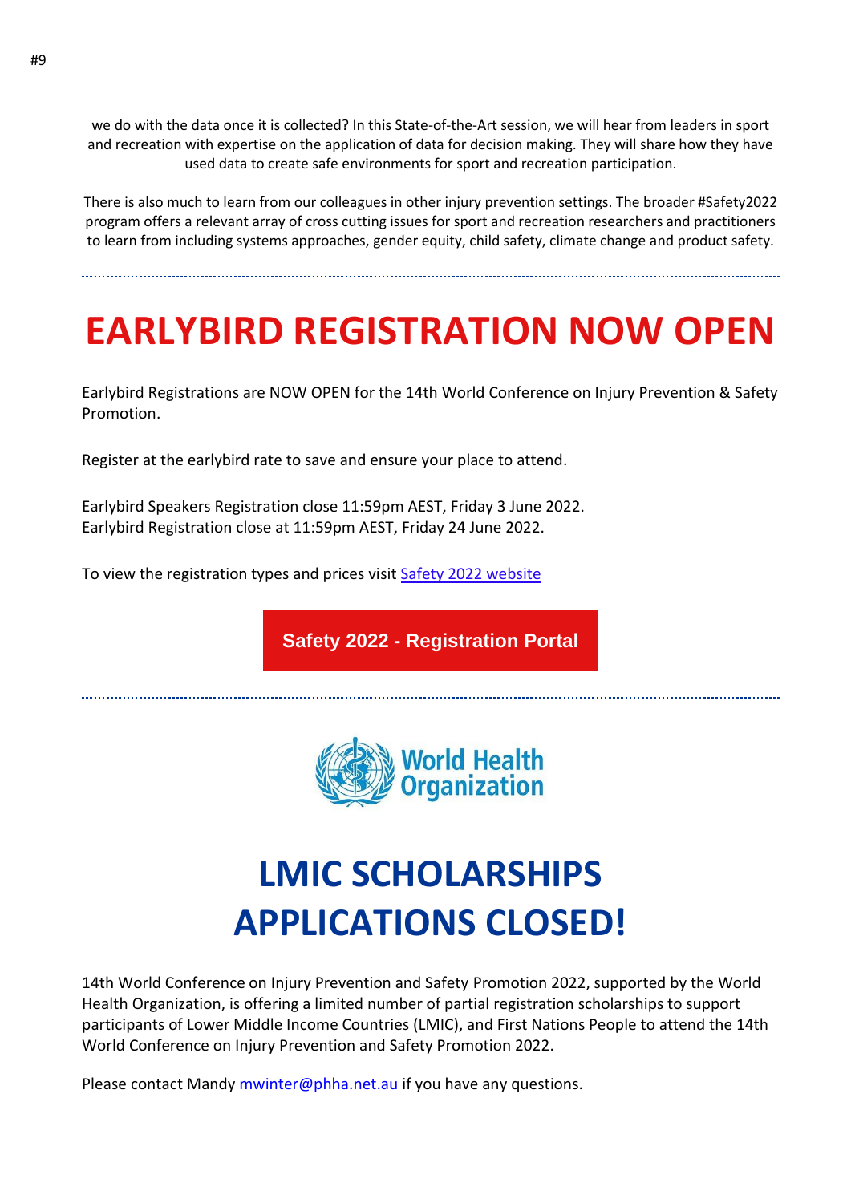we do with the data once it is collected? In this State-of-the-Art session, we will hear from leaders in sport and recreation with expertise on the application of data for decision making. They will share how they have used data to create safe environments for sport and recreation participation.

There is also much to learn from our colleagues in other injury prevention settings. The broader #Safety2022 program offers a relevant array of cross cutting issues for sport and recreation researchers and practitioners to learn from including systems approaches, gender equity, child safety, climate change and product safety.

---

# EARLYBIRD REGISTRATION NOW OPEN

Earlybird Registrations are NOW OPEN for the 14th World Conference on Injury Prevention & Safety Promotion.

Register at the earlybird rate to save and ensure your place to attend.

Earlybird Speakers Registration close 11:59pm AEST, Friday 3 June 2022.
Earlybird Registration close at 11:59pm AEST, Friday 24 June 2022.

To view the registration types and prices visit Safety 2022 website

**Safety 2022 - Registration Portal**

---

World Health Organization

# LMIC SCHOLARSHIPS APPLICATIONS CLOSED!

14th World Conference on Injury Prevention and Safety Promotion 2022, supported by the World Health Organization, is offering a limited number of partial registration scholarships to support participants of Lower Middle Income Countries (LMIC), and First Nations People to attend the 14th World Conference on Injury Prevention and Safety Promotion 2022.

Please contact Mandy mwinter@phha.net.au if you have any questions.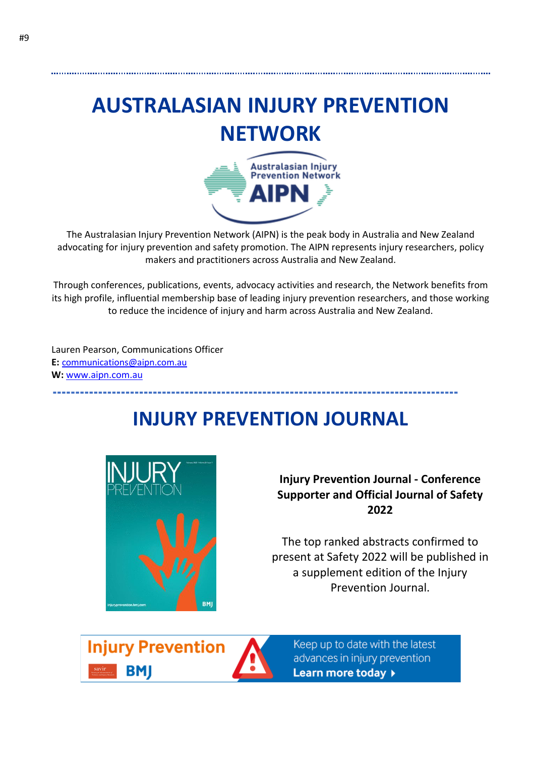# AUSTRALASIAN INJURY PREVENTION NETWORK

The Australasian Injury Prevention Network (AIPN) is the peak body in Australia and New Zealand advocating for injury prevention and safety promotion. The AIPN represents injury researchers, policy makers and practitioners across Australia and New Zealand.

Through conferences, publications, events, advocacy activities and research, the Network benefits from its high profile, influential membership base of leading injury prevention researchers, and those working to reduce the incidence of injury and harm across Australia and New Zealand.

Lauren Pearson, Communications Officer
**E:** communications@aipn.com.au
**W:** www.aipn.com.au

# INJURY PREVENTION JOURNAL

**Injury Prevention Journal - Conference Supporter and Official Journal of Safety 2022**

The top ranked abstracts confirmed to present at Safety 2022 will be published in a supplement edition of the Injury Prevention Journal.

Injury Prevention BMJ

Keep up to date with the latest advances in injury prevention
**Learn more today**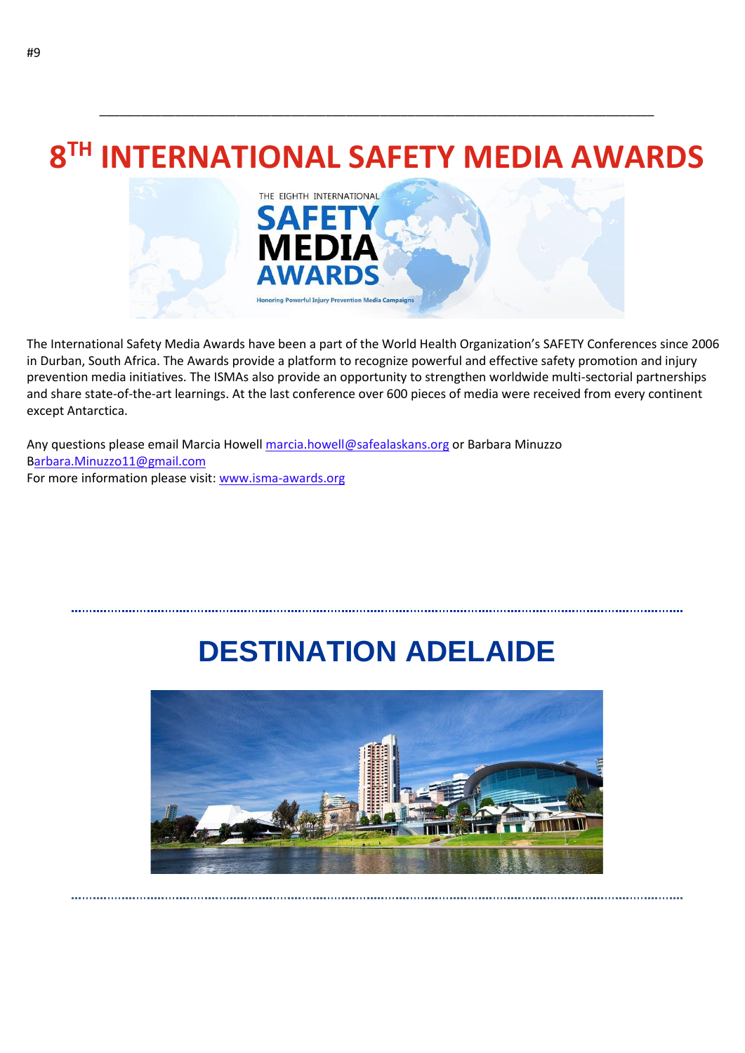# 8[TH] INTERNATIONAL SAFETY MEDIA AWARDS

The International Safety Media Awards have been a part of the World Health Organization's SAFETY Conferences since 2006 in Durban, South Africa. The Awards provide a platform to recognize powerful and effective safety promotion and injury prevention media initiatives. The ISMAs also provide an opportunity to strengthen worldwide multi-sectorial partnerships and share state-of-the-art learnings. At the last conference over 600 pieces of media were received from every continent except Antarctica.

Any questions please email Marcia Howell marcia.howell@safealaskans.org or Barbara Minuzzo Barbara.Minuzzo11@gmail.com
For more information please visit: www.isma-awards.org

# DESTINATION ADELAIDE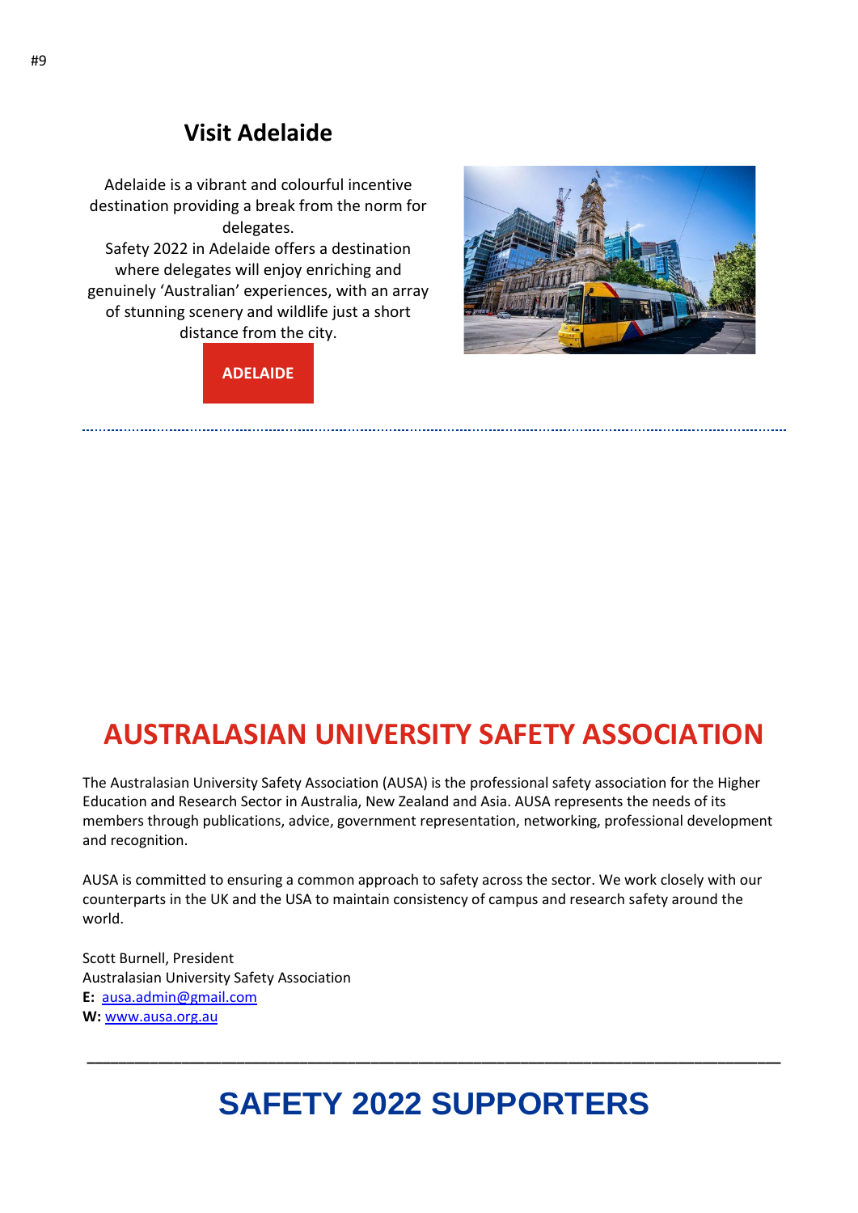## Visit Adelaide

Adelaide is a vibrant and colourful incentive destination providing a break from the norm for delegates.
Safety 2022 in Adelaide offers a destination where delegates will enjoy enriching and genuinely 'Australian' experiences, with an array of stunning scenery and wildlife just a short distance from the city.

**ADELAIDE**

---

# AUSTRALASIAN UNIVERSITY SAFETY ASSOCIATION

The Australasian University Safety Association (AUSA) is the professional safety association for the Higher Education and Research Sector in Australia, New Zealand and Asia. AUSA represents the needs of its members through publications, advice, government representation, networking, professional development and recognition.

AUSA is committed to ensuring a common approach to safety across the sector. We work closely with our counterparts in the UK and the USA to maintain consistency of campus and research safety around the world.

Scott Burnell, President
Australasian University Safety Association
**E:** ausa.admin@gmail.com
**W:** www.ausa.org.au

---

# SAFETY 2022 SUPPORTERS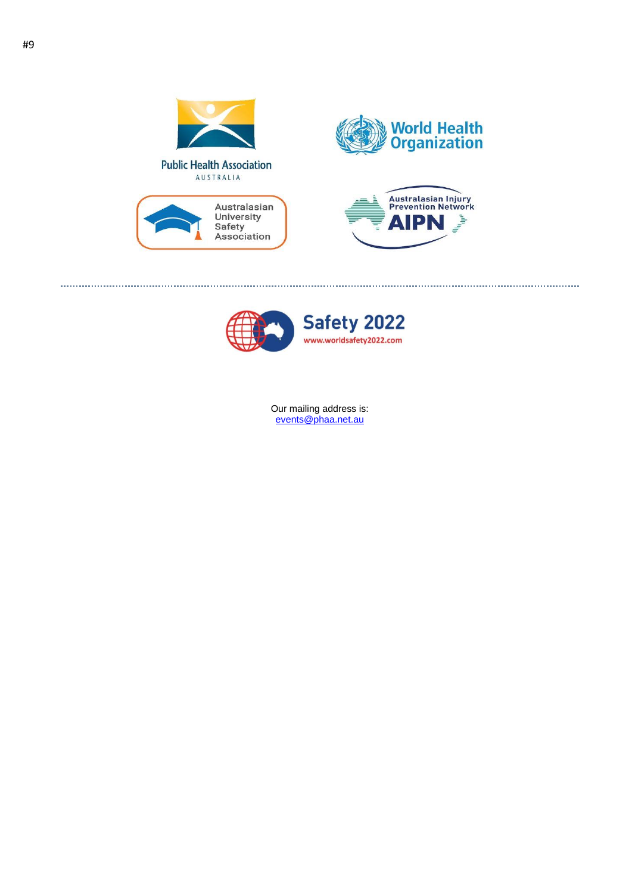#9

Public Health Association
AUSTRALIA

World Health Organization

Australasian University Safety Association

Australasian Injury Prevention Network
AIPN

Safety 2022
www.worldsafety2022.com

Our mailing address is:
events@phaa.net.au